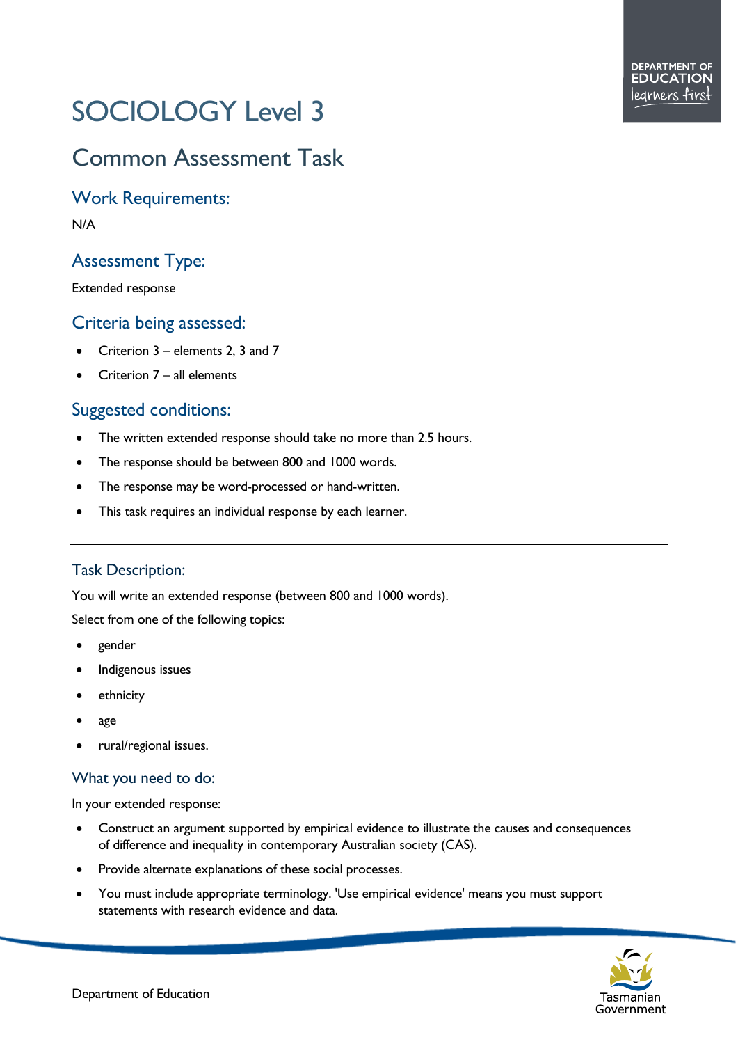# SOCIOLOGY Level 3

## Common Assessment Task

### Work Requirements:

N/A

### Assessment Type:

Extended response

### Criteria being assessed:

- Criterion 3 – elements 2, 3 and 7
- Criterion 7 – all elements

### Suggested conditions:

- The written extended response should take no more than 2.5 hours.
- The response should be between 800 and 1000 words.
- The response may be word-processed or hand-written.
- This task requires an individual response by each learner.

---

#### Task Description:

You will write an extended response (between 800 and 1000 words).

Select from one of the following topics:

- gender
- Indigenous issues
- ethnicity
- age
- rural/regional issues.

#### What you need to do:

In your extended response:

- Construct an argument supported by empirical evidence to illustrate the causes and consequences of difference and inequality in contemporary Australian society (CAS).
- Provide alternate explanations of these social processes.
- You must include appropriate terminology. 'Use empirical evidence' means you must support statements with research evidence and data.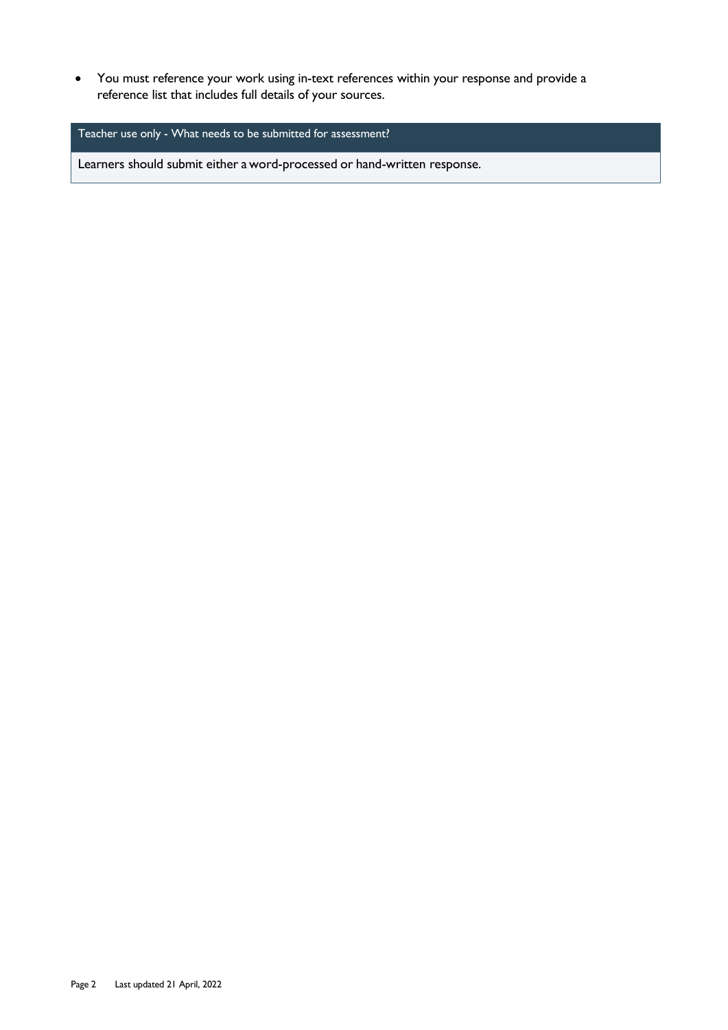- You must reference your work using in-text references within your response and provide a reference list that includes full details of your sources.

| Teacher use only - What needs to be submitted for assessment? |
| --- |
| Learners should submit either a word-processed or hand-written response. |